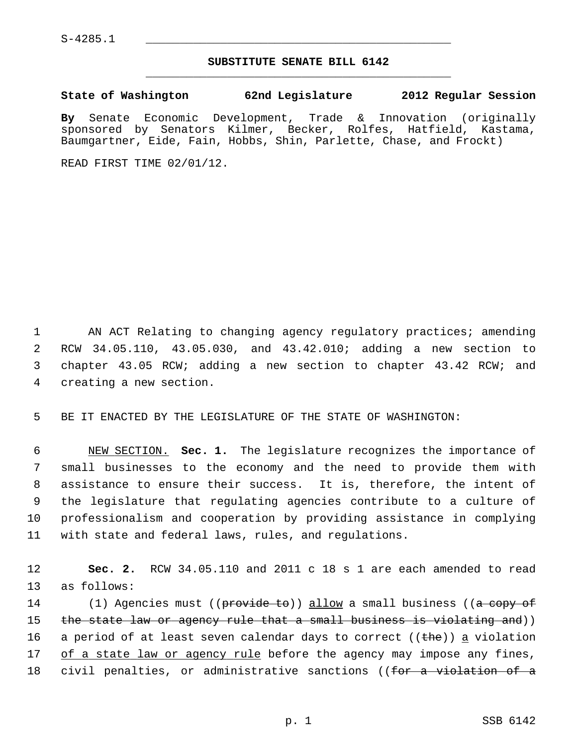S-4285.1

## SUBSTITUTE SENATE BILL 6142

**State of Washington 62nd Legislature 2012 Regular Session**

**By** Senate Economic Development, Trade & Innovation (originally sponsored by Senators Kilmer, Becker, Rolfes, Hatfield, Kastama, Baumgartner, Eide, Fain, Hobbs, Shin, Parlette, Chase, and Frockt)

READ FIRST TIME 02/01/12.

1 AN ACT Relating to changing agency regulatory practices; amending
2 RCW 34.05.110, 43.05.030, and 43.42.010; adding a new section to
3 chapter 43.05 RCW; adding a new section to chapter 43.42 RCW; and
4 creating a new section.

5 BE IT ENACTED BY THE LEGISLATURE OF THE STATE OF WASHINGTON:

6 NEW SECTION. **Sec. 1.** The legislature recognizes the importance of
7 small businesses to the economy and the need to provide them with
8 assistance to ensure their success. It is, therefore, the intent of
9 the legislature that regulating agencies contribute to a culture of
10 professionalism and cooperation by providing assistance in complying
11 with state and federal laws, rules, and regulations.

12 **Sec. 2.** RCW 34.05.110 and 2011 c 18 s 1 are each amended to read
13 as follows:

14 (1) Agencies must ((~~provide to~~)) allow a small business ((~~a copy of~~
15 ~~the state law or agency rule that a small business is violating and~~))
16 a period of at least seven calendar days to correct ((~~the~~)) a violation
17 of a state law or agency rule before the agency may impose any fines,
18 civil penalties, or administrative sanctions ((~~for a violation of a~~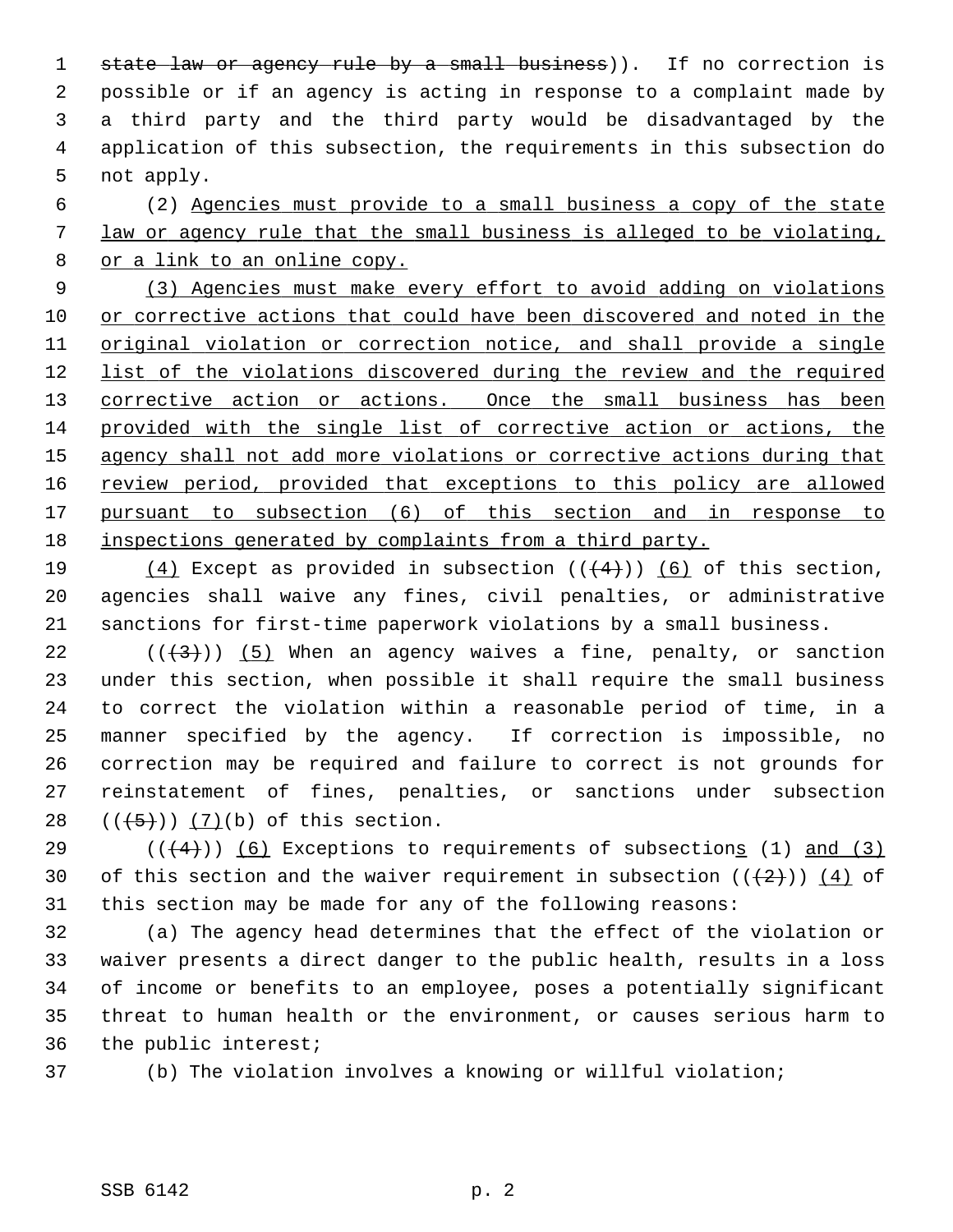~~state law or agency rule by a small business~~)). If no correction is possible or if an agency is acting in response to a complaint made by a third party and the third party would be disadvantaged by the application of this subsection, the requirements in this subsection do not apply.

(2) Agencies must provide to a small business a copy of the state law or agency rule that the small business is alleged to be violating, or a link to an online copy.

(3) Agencies must make every effort to avoid adding on violations or corrective actions that could have been discovered and noted in the original violation or correction notice, and shall provide a single list of the violations discovered during the review and the required corrective action or actions. Once the small business has been provided with the single list of corrective action or actions, the agency shall not add more violations or corrective actions during that review period, provided that exceptions to this policy are allowed pursuant to subsection (6) of this section and in response to inspections generated by complaints from a third party.

(4) Except as provided in subsection ((~~(4)~~)) (6) of this section, agencies shall waive any fines, civil penalties, or administrative sanctions for first-time paperwork violations by a small business.

((~~(3)~~)) (5) When an agency waives a fine, penalty, or sanction under this section, when possible it shall require the small business to correct the violation within a reasonable period of time, in a manner specified by the agency. If correction is impossible, no correction may be required and failure to correct is not grounds for reinstatement of fines, penalties, or sanctions under subsection ((~~(5)~~)) (7)(b) of this section.

((~~(4)~~)) (6) Exceptions to requirements of subsections (1) and (3) of this section and the waiver requirement in subsection ((~~(2)~~)) (4) of this section may be made for any of the following reasons:

(a) The agency head determines that the effect of the violation or waiver presents a direct danger to the public health, results in a loss of income or benefits to an employee, poses a potentially significant threat to human health or the environment, or causes serious harm to the public interest;

(b) The violation involves a knowing or willful violation;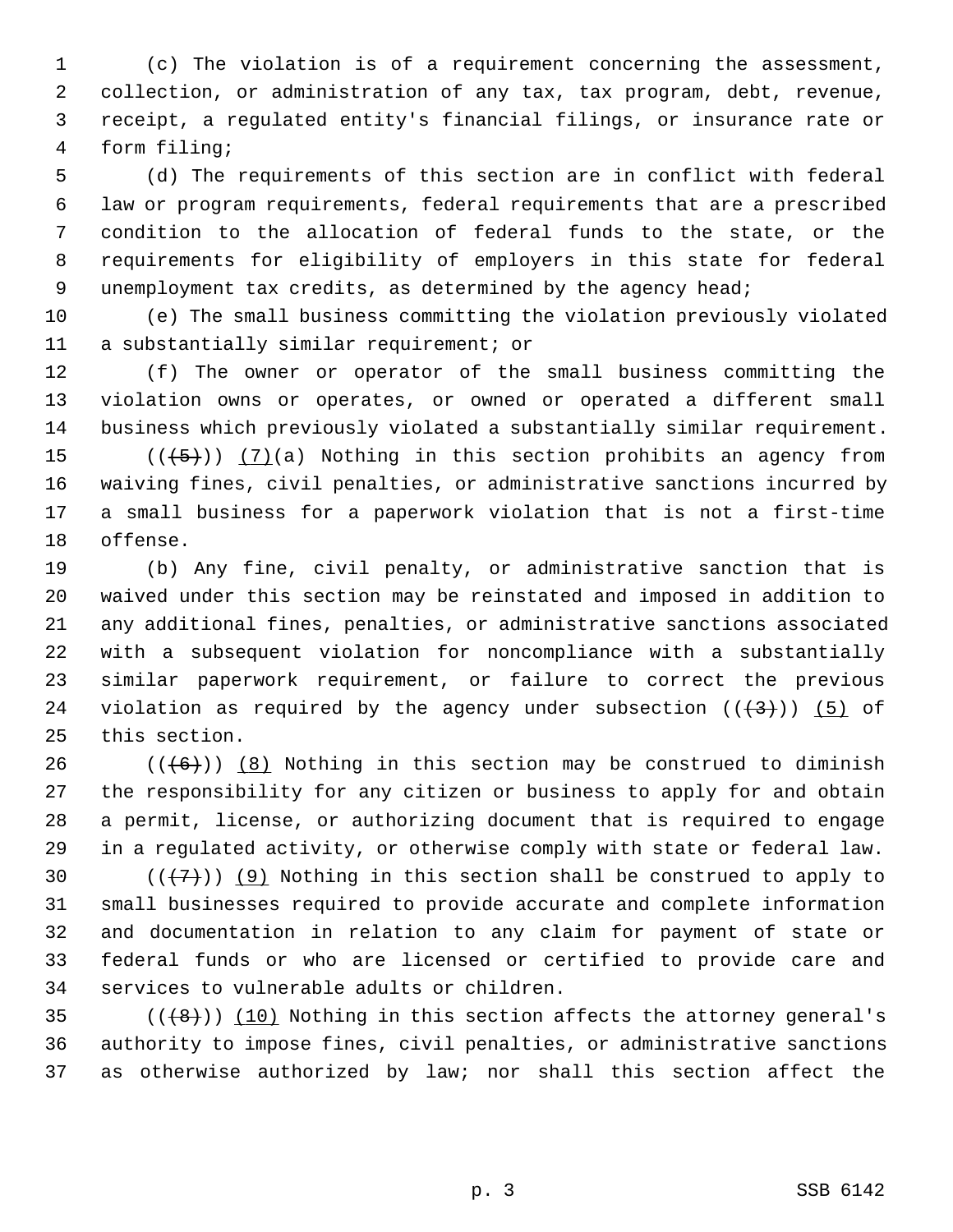(c) The violation is of a requirement concerning the assessment, collection, or administration of any tax, tax program, debt, revenue, receipt, a regulated entity's financial filings, or insurance rate or form filing;

(d) The requirements of this section are in conflict with federal law or program requirements, federal requirements that are a prescribed condition to the allocation of federal funds to the state, or the requirements for eligibility of employers in this state for federal unemployment tax credits, as determined by the agency head;

(e) The small business committing the violation previously violated a substantially similar requirement; or

(f) The owner or operator of the small business committing the violation owns or operates, or owned or operated a different small business which previously violated a substantially similar requirement.

~~((5))~~ (7)(a) Nothing in this section prohibits an agency from waiving fines, civil penalties, or administrative sanctions incurred by a small business for a paperwork violation that is not a first-time offense.

(b) Any fine, civil penalty, or administrative sanction that is waived under this section may be reinstated and imposed in addition to any additional fines, penalties, or administrative sanctions associated with a subsequent violation for noncompliance with a substantially similar paperwork requirement, or failure to correct the previous violation as required by the agency under subsection ~~((3))~~ (5) of this section.

~~((6))~~ (8) Nothing in this section may be construed to diminish the responsibility for any citizen or business to apply for and obtain a permit, license, or authorizing document that is required to engage in a regulated activity, or otherwise comply with state or federal law.

~~((7))~~ (9) Nothing in this section shall be construed to apply to small businesses required to provide accurate and complete information and documentation in relation to any claim for payment of state or federal funds or who are licensed or certified to provide care and services to vulnerable adults or children.

~~((8))~~ (10) Nothing in this section affects the attorney general's authority to impose fines, civil penalties, or administrative sanctions as otherwise authorized by law; nor shall this section affect the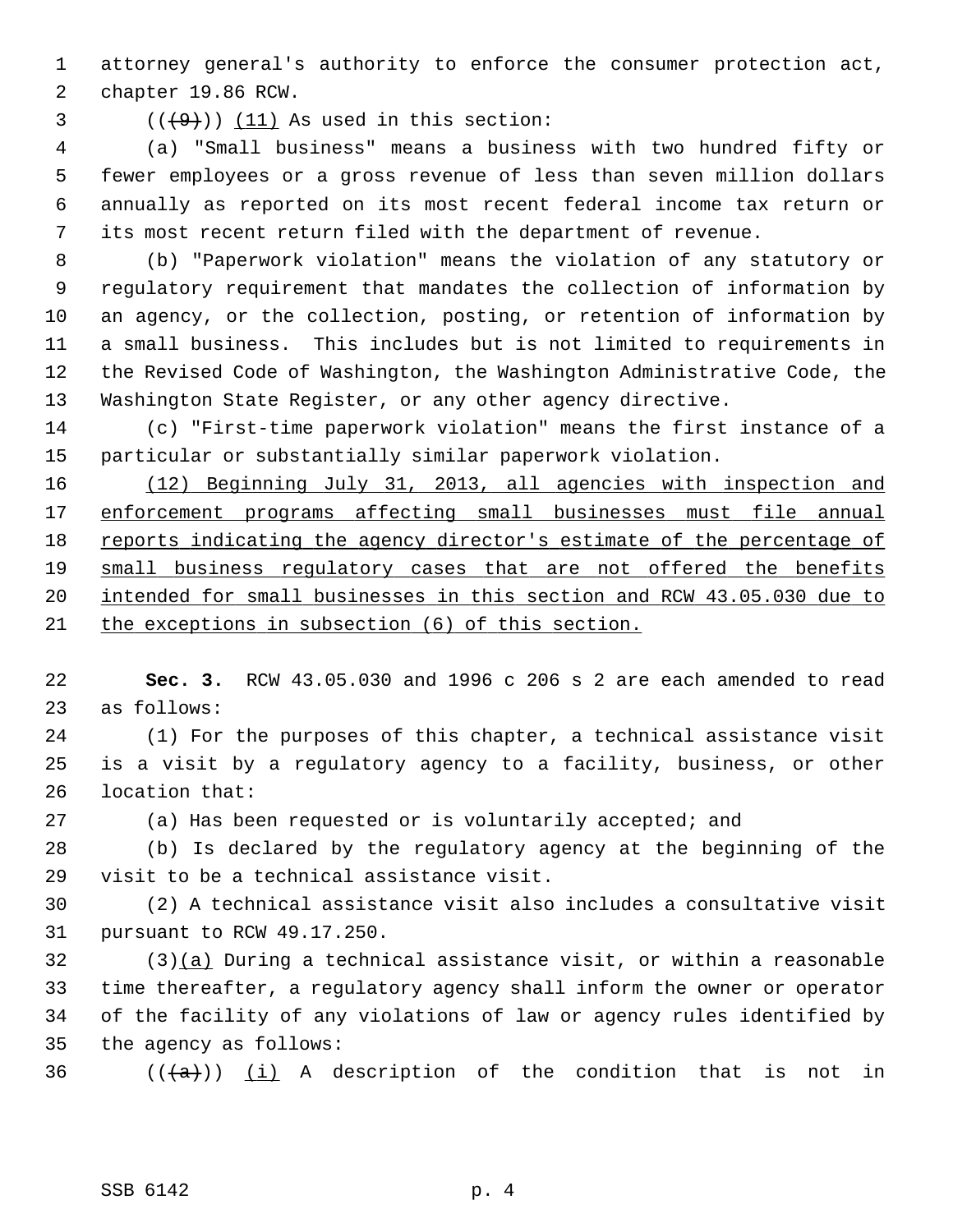attorney general's authority to enforce the consumer protection act, chapter 19.86 RCW.

~~((9))~~ (11) As used in this section:

(a) "Small business" means a business with two hundred fifty or fewer employees or a gross revenue of less than seven million dollars annually as reported on its most recent federal income tax return or its most recent return filed with the department of revenue.

(b) "Paperwork violation" means the violation of any statutory or regulatory requirement that mandates the collection of information by an agency, or the collection, posting, or retention of information by a small business. This includes but is not limited to requirements in the Revised Code of Washington, the Washington Administrative Code, the Washington State Register, or any other agency directive.

(c) "First-time paperwork violation" means the first instance of a particular or substantially similar paperwork violation.

<u>(12) Beginning July 31, 2013, all agencies with inspection and enforcement programs affecting small businesses must file annual reports indicating the agency director's estimate of the percentage of small business regulatory cases that are not offered the benefits intended for small businesses in this section and RCW 43.05.030 due to the exceptions in subsection (6) of this section.</u>

**Sec. 3.** RCW 43.05.030 and 1996 c 206 s 2 are each amended to read as follows:

(1) For the purposes of this chapter, a technical assistance visit is a visit by a regulatory agency to a facility, business, or other location that:

(a) Has been requested or is voluntarily accepted; and

(b) Is declared by the regulatory agency at the beginning of the visit to be a technical assistance visit.

(2) A technical assistance visit also includes a consultative visit pursuant to RCW 49.17.250.

(3)<u>(a)</u> During a technical assistance visit, or within a reasonable time thereafter, a regulatory agency shall inform the owner or operator of the facility of any violations of law or agency rules identified by the agency as follows:

~~((a))~~ <u>(i)</u> A description of the condition that is not in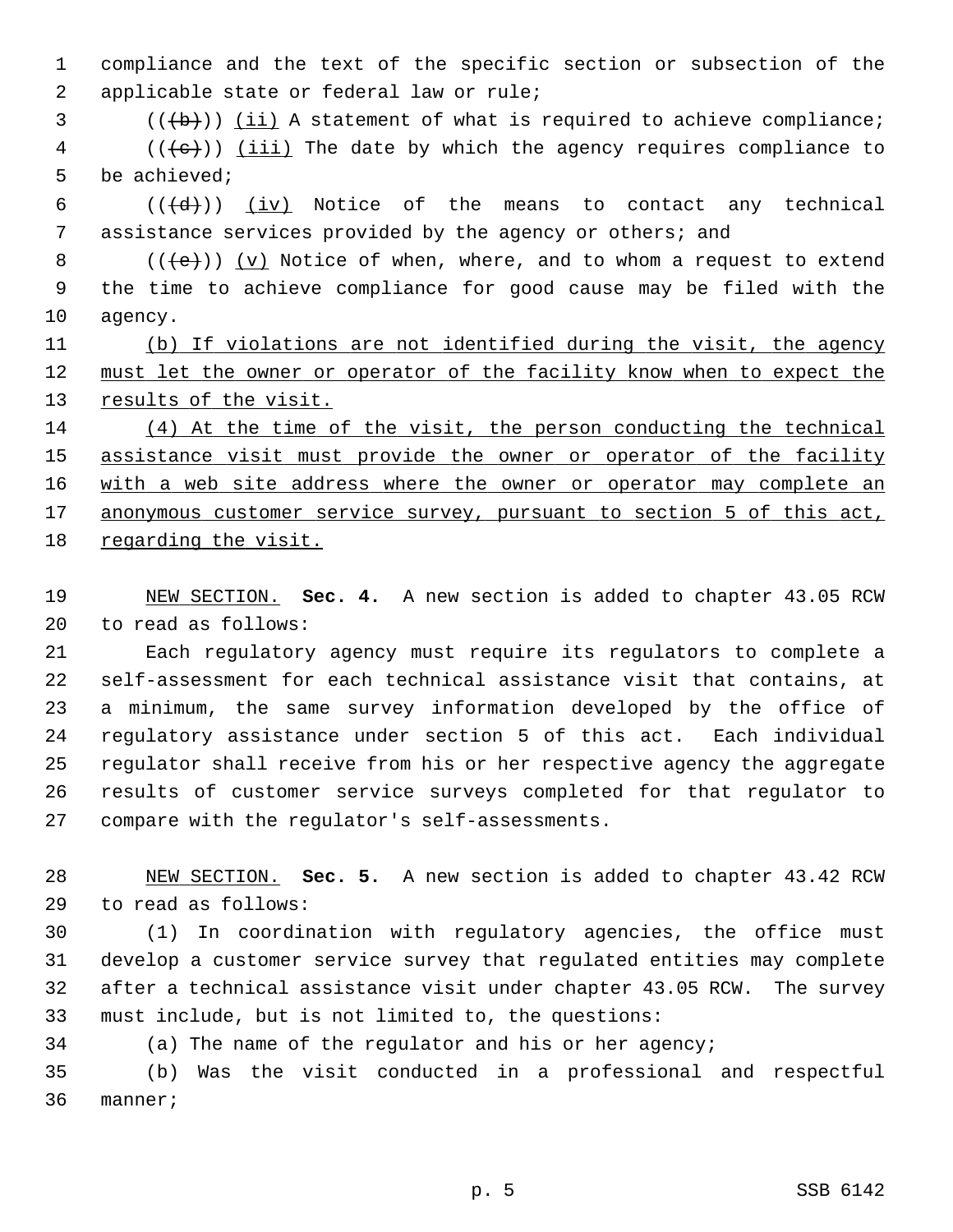compliance and the text of the specific section or subsection of the applicable state or federal law or rule;

((~~(b)~~)) <u>(ii)</u> A statement of what is required to achieve compliance;

((~~(c)~~)) <u>(iii)</u> The date by which the agency requires compliance to be achieved;

((~~(d)~~)) <u>(iv)</u> Notice of the means to contact any technical assistance services provided by the agency or others; and

((~~(e)~~)) <u>(v)</u> Notice of when, where, and to whom a request to extend the time to achieve compliance for good cause may be filed with the agency.

<u>(b) If violations are not identified during the visit, the agency must let the owner or operator of the facility know when to expect the results of the visit.</u>

<u>(4) At the time of the visit, the person conducting the technical assistance visit must provide the owner or operator of the facility with a web site address where the owner or operator may complete an anonymous customer service survey, pursuant to section 5 of this act, regarding the visit.</u>

<u>NEW SECTION.</u> **Sec. 4.** A new section is added to chapter 43.05 RCW to read as follows:

Each regulatory agency must require its regulators to complete a self-assessment for each technical assistance visit that contains, at a minimum, the same survey information developed by the office of regulatory assistance under section 5 of this act. Each individual regulator shall receive from his or her respective agency the aggregate results of customer service surveys completed for that regulator to compare with the regulator's self-assessments.

<u>NEW SECTION.</u> **Sec. 5.** A new section is added to chapter 43.42 RCW to read as follows:

(1) In coordination with regulatory agencies, the office must develop a customer service survey that regulated entities may complete after a technical assistance visit under chapter 43.05 RCW. The survey must include, but is not limited to, the questions:

(a) The name of the regulator and his or her agency;

(b) Was the visit conducted in a professional and respectful manner;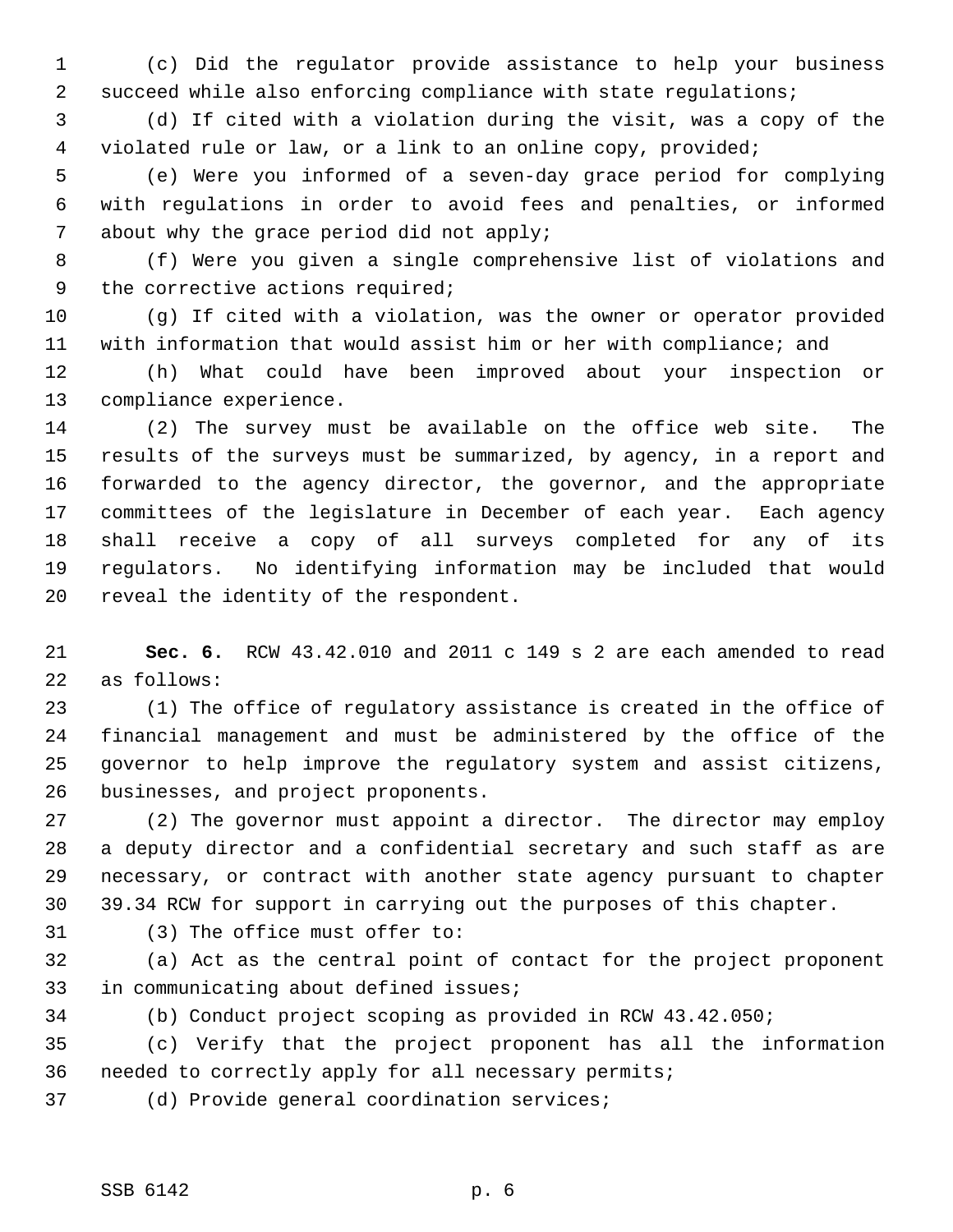(c) Did the regulator provide assistance to help your business succeed while also enforcing compliance with state regulations;

(d) If cited with a violation during the visit, was a copy of the violated rule or law, or a link to an online copy, provided;

(e) Were you informed of a seven-day grace period for complying with regulations in order to avoid fees and penalties, or informed about why the grace period did not apply;

(f) Were you given a single comprehensive list of violations and the corrective actions required;

(g) If cited with a violation, was the owner or operator provided with information that would assist him or her with compliance; and

(h) What could have been improved about your inspection or compliance experience.

(2) The survey must be available on the office web site. The results of the surveys must be summarized, by agency, in a report and forwarded to the agency director, the governor, and the appropriate committees of the legislature in December of each year. Each agency shall receive a copy of all surveys completed for any of its regulators. No identifying information may be included that would reveal the identity of the respondent.

**Sec. 6.** RCW 43.42.010 and 2011 c 149 s 2 are each amended to read as follows:

(1) The office of regulatory assistance is created in the office of financial management and must be administered by the office of the governor to help improve the regulatory system and assist citizens, businesses, and project proponents.

(2) The governor must appoint a director. The director may employ a deputy director and a confidential secretary and such staff as are necessary, or contract with another state agency pursuant to chapter 39.34 RCW for support in carrying out the purposes of this chapter.

(3) The office must offer to:

(a) Act as the central point of contact for the project proponent in communicating about defined issues;

(b) Conduct project scoping as provided in RCW 43.42.050;

(c) Verify that the project proponent has all the information needed to correctly apply for all necessary permits;

(d) Provide general coordination services;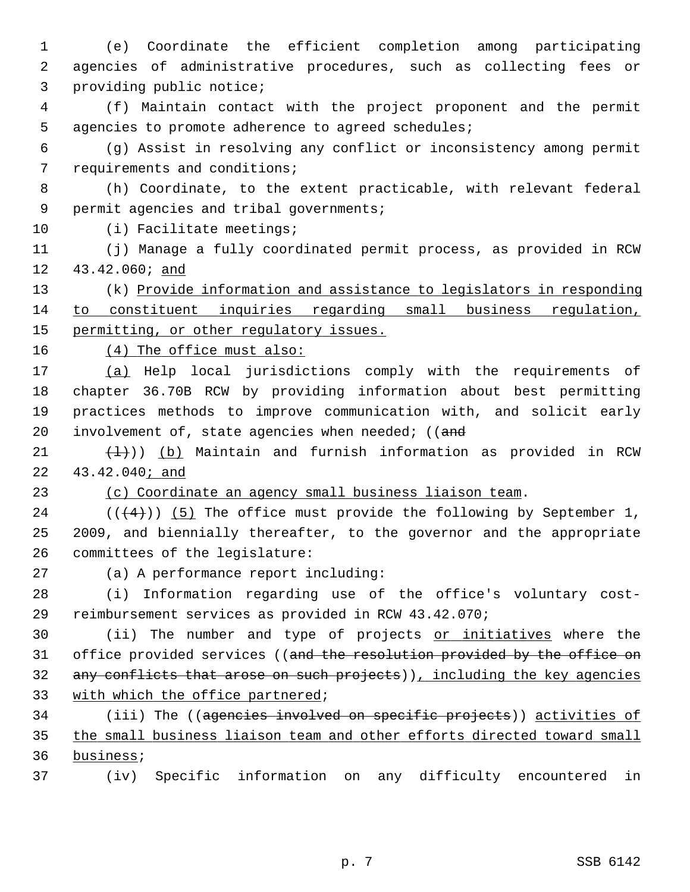(e) Coordinate the efficient completion among participating agencies of administrative procedures, such as collecting fees or providing public notice;

(f) Maintain contact with the project proponent and the permit agencies to promote adherence to agreed schedules;

(g) Assist in resolving any conflict or inconsistency among permit requirements and conditions;

(h) Coordinate, to the extent practicable, with relevant federal permit agencies and tribal governments;

(i) Facilitate meetings;

(j) Manage a fully coordinated permit process, as provided in RCW 43.42.060; and

(k) Provide information and assistance to legislators in responding to constituent inquiries regarding small business regulation, permitting, or other regulatory issues.

(4) The office must also:

(a) Help local jurisdictions comply with the requirements of chapter 36.70B RCW by providing information about best permitting practices methods to improve communication with, and solicit early involvement of, state agencies when needed; ((and

(l))) (b) Maintain and furnish information as provided in RCW 43.42.040; and

(c) Coordinate an agency small business liaison team.

(((4))) (5) The office must provide the following by September 1, 2009, and biennially thereafter, to the governor and the appropriate committees of the legislature:

(a) A performance report including:

(i) Information regarding use of the office's voluntary cost-reimbursement services as provided in RCW 43.42.070;

(ii) The number and type of projects or initiatives where the office provided services ((and the resolution provided by the office on any conflicts that arose on such projects)), including the key agencies with which the office partnered;

(iii) The ((agencies involved on specific projects)) activities of the small business liaison team and other efforts directed toward small business;

(iv) Specific information on any difficulty encountered in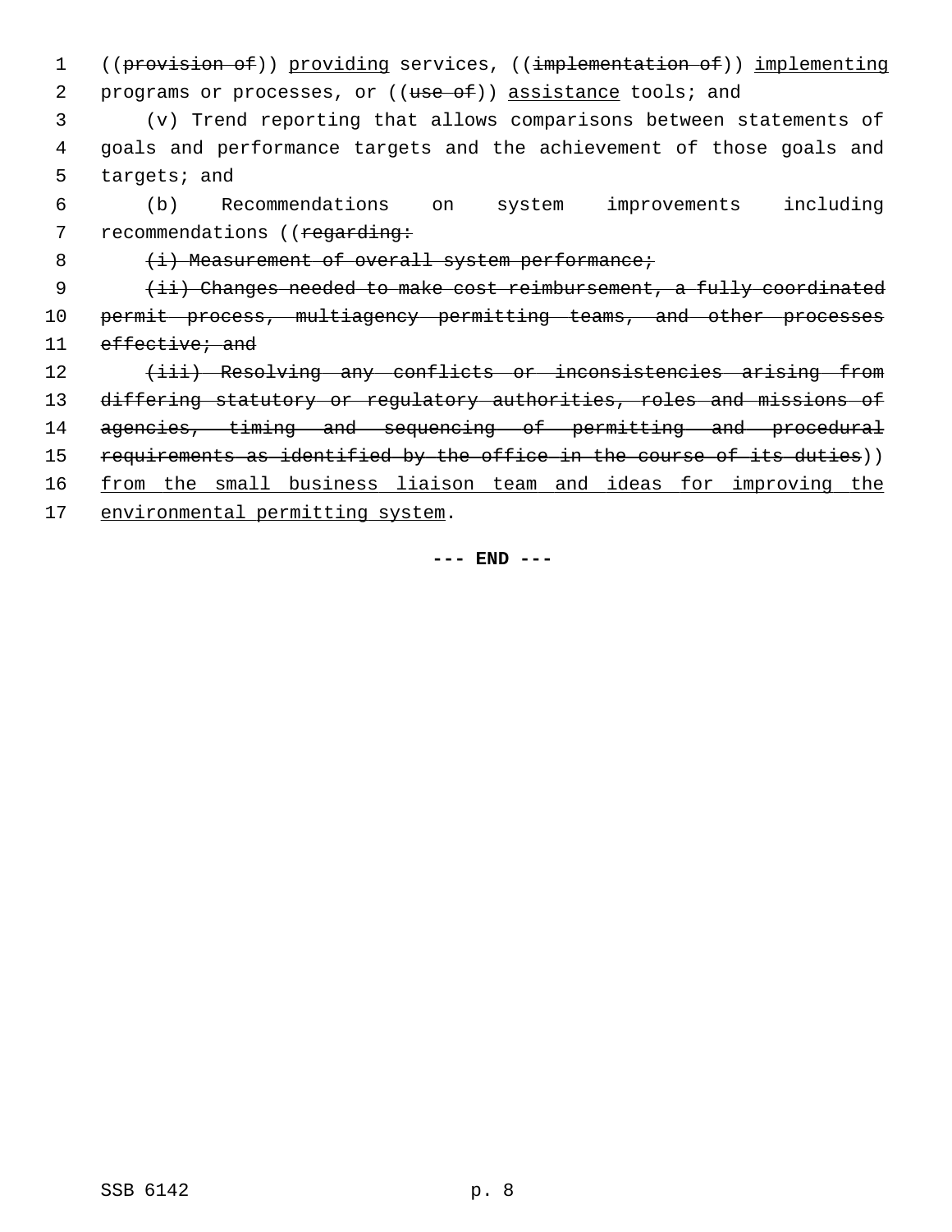((~~provision of~~)) <u>providing</u> services, ((~~implementation of~~)) <u>implementing</u> programs or processes, or ((~~use of~~)) <u>assistance</u> tools; and

(v) Trend reporting that allows comparisons between statements of goals and performance targets and the achievement of those goals and targets; and

(b) Recommendations on system improvements including recommendations ((~~regarding:~~

~~(i) Measurement of overall system performance;~~

~~(ii) Changes needed to make cost reimbursement, a fully coordinated permit process, multiagency permitting teams, and other processes effective; and~~

~~(iii) Resolving any conflicts or inconsistencies arising from differing statutory or regulatory authorities, roles and missions of agencies, timing and sequencing of permitting and procedural requirements as identified by the office in the course of its duties~~)) <u>from the small business liaison team and ideas for improving the environmental permitting system</u>.

**--- END ---**